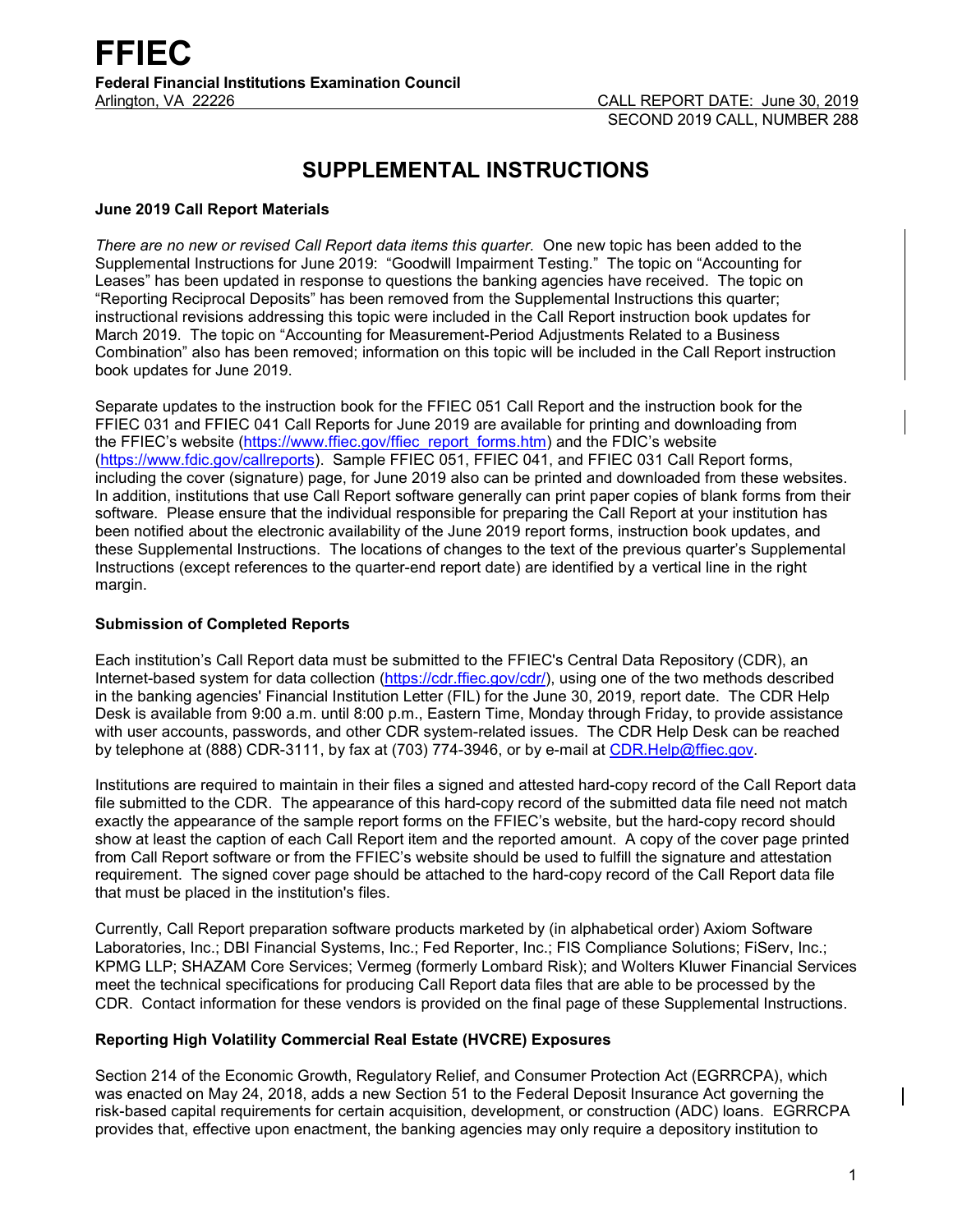# FFIEC

**Federal Financial Institutions Examination Council**

Arlington, VA 22226

CALL REPORT DATE: June 30, 2019

SECOND 2019 CALL, NUMBER 288

## SUPPLEMENTAL INSTRUCTIONS

### June 2019 Call Report Materials

*There are no new or revised Call Report data items this quarter.* One new topic has been added to the Supplemental Instructions for June 2019: "Goodwill Impairment Testing." The topic on "Accounting for Leases" has been updated in response to questions the banking agencies have received. The topic on "Reporting Reciprocal Deposits" has been removed from the Supplemental Instructions this quarter; instructional revisions addressing this topic were included in the Call Report instruction book updates for March 2019. The topic on "Accounting for Measurement-Period Adjustments Related to a Business Combination" also has been removed; information on this topic will be included in the Call Report instruction book updates for June 2019.

Separate updates to the instruction book for the FFIEC 051 Call Report and the instruction book for the FFIEC 031 and FFIEC 041 Call Reports for June 2019 are available for printing and downloading from the FFIEC's website (https://www.ffiec.gov/ffiec_report_forms.htm) and the FDIC's website (https://www.fdic.gov/callreports). Sample FFIEC 051, FFIEC 041, and FFIEC 031 Call Report forms, including the cover (signature) page, for June 2019 also can be printed and downloaded from these websites. In addition, institutions that use Call Report software generally can print paper copies of blank forms from their software. Please ensure that the individual responsible for preparing the Call Report at your institution has been notified about the electronic availability of the June 2019 report forms, instruction book updates, and these Supplemental Instructions. The locations of changes to the text of the previous quarter's Supplemental Instructions (except references to the quarter-end report date) are identified by a vertical line in the right margin.

### Submission of Completed Reports

Each institution's Call Report data must be submitted to the FFIEC's Central Data Repository (CDR), an Internet-based system for data collection (https://cdr.ffiec.gov/cdr/), using one of the two methods described in the banking agencies' Financial Institution Letter (FIL) for the June 30, 2019, report date. The CDR Help Desk is available from 9:00 a.m. until 8:00 p.m., Eastern Time, Monday through Friday, to provide assistance with user accounts, passwords, and other CDR system-related issues. The CDR Help Desk can be reached by telephone at (888) CDR-3111, by fax at (703) 774-3946, or by e-mail at CDR.Help@ffiec.gov.

Institutions are required to maintain in their files a signed and attested hard-copy record of the Call Report data file submitted to the CDR. The appearance of this hard-copy record of the submitted data file need not match exactly the appearance of the sample report forms on the FFIEC's website, but the hard-copy record should show at least the caption of each Call Report item and the reported amount. A copy of the cover page printed from Call Report software or from the FFIEC's website should be used to fulfill the signature and attestation requirement. The signed cover page should be attached to the hard-copy record of the Call Report data file that must be placed in the institution's files.

Currently, Call Report preparation software products marketed by (in alphabetical order) Axiom Software Laboratories, Inc.; DBI Financial Systems, Inc.; Fed Reporter, Inc.; FIS Compliance Solutions; FiServ, Inc.; KPMG LLP; SHAZAM Core Services; Vermeg (formerly Lombard Risk); and Wolters Kluwer Financial Services meet the technical specifications for producing Call Report data files that are able to be processed by the CDR. Contact information for these vendors is provided on the final page of these Supplemental Instructions.

### Reporting High Volatility Commercial Real Estate (HVCRE) Exposures

Section 214 of the Economic Growth, Regulatory Relief, and Consumer Protection Act (EGRRCPA), which was enacted on May 24, 2018, adds a new Section 51 to the Federal Deposit Insurance Act governing the risk-based capital requirements for certain acquisition, development, or construction (ADC) loans. EGRRCPA provides that, effective upon enactment, the banking agencies may only require a depository institution to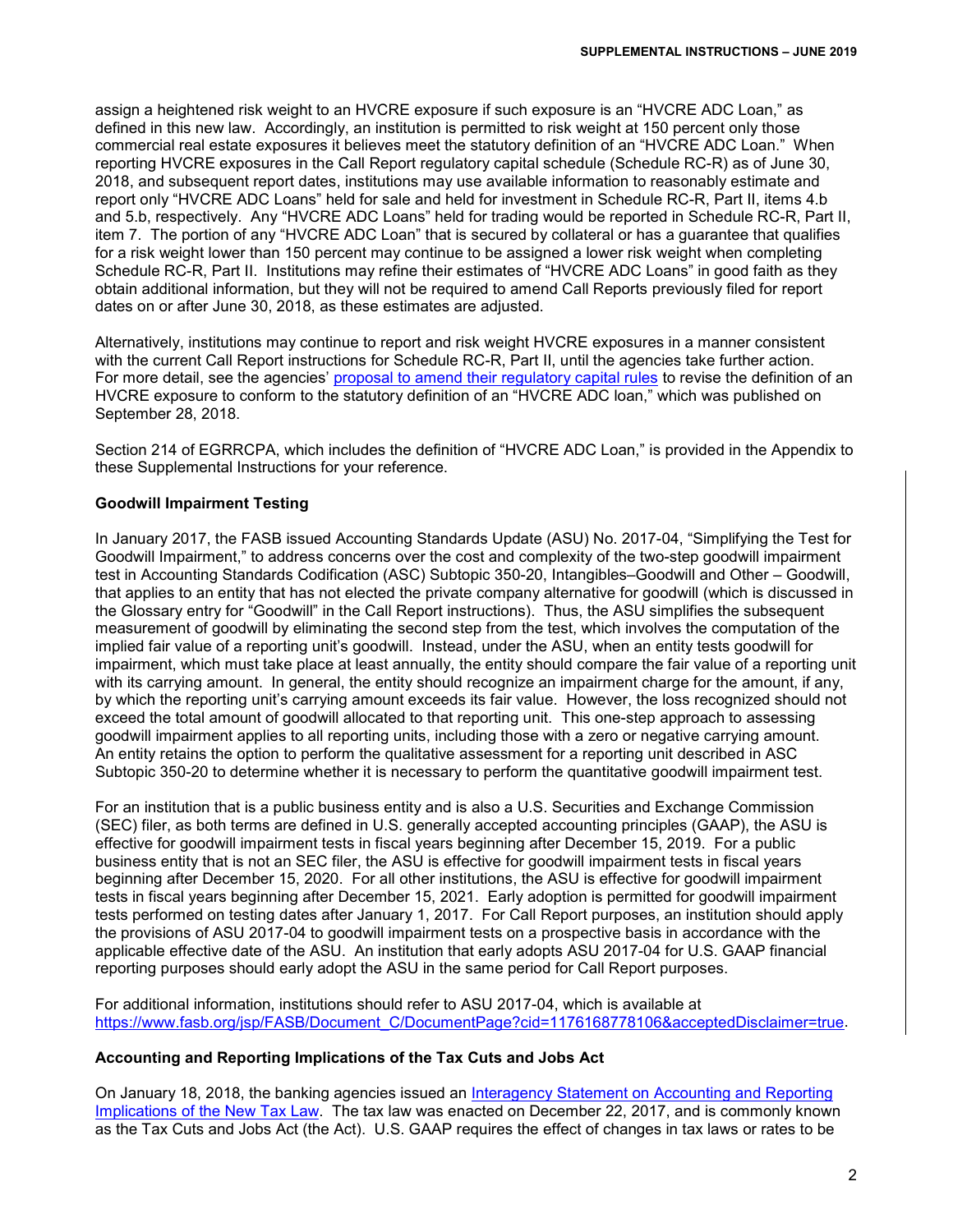assign a heightened risk weight to an HVCRE exposure if such exposure is an "HVCRE ADC Loan," as defined in this new law. Accordingly, an institution is permitted to risk weight at 150 percent only those commercial real estate exposures it believes meet the statutory definition of an "HVCRE ADC Loan." When reporting HVCRE exposures in the Call Report regulatory capital schedule (Schedule RC-R) as of June 30, 2018, and subsequent report dates, institutions may use available information to reasonably estimate and report only "HVCRE ADC Loans" held for sale and held for investment in Schedule RC-R, Part II, items 4.b and 5.b, respectively. Any "HVCRE ADC Loans" held for trading would be reported in Schedule RC-R, Part II, item 7. The portion of any "HVCRE ADC Loan" that is secured by collateral or has a guarantee that qualifies for a risk weight lower than 150 percent may continue to be assigned a lower risk weight when completing Schedule RC-R, Part II. Institutions may refine their estimates of "HVCRE ADC Loans" in good faith as they obtain additional information, but they will not be required to amend Call Reports previously filed for report dates on or after June 30, 2018, as these estimates are adjusted.

Alternatively, institutions may continue to report and risk weight HVCRE exposures in a manner consistent with the current Call Report instructions for Schedule RC-R, Part II, until the agencies take further action. For more detail, see the agencies' proposal to amend their regulatory capital rules to revise the definition of an HVCRE exposure to conform to the statutory definition of an "HVCRE ADC loan," which was published on September 28, 2018.

Section 214 of EGRRCPA, which includes the definition of "HVCRE ADC Loan," is provided in the Appendix to these Supplemental Instructions for your reference.

**Goodwill Impairment Testing**

In January 2017, the FASB issued Accounting Standards Update (ASU) No. 2017-04, "Simplifying the Test for Goodwill Impairment," to address concerns over the cost and complexity of the two-step goodwill impairment test in Accounting Standards Codification (ASC) Subtopic 350-20, Intangibles–Goodwill and Other – Goodwill, that applies to an entity that has not elected the private company alternative for goodwill (which is discussed in the Glossary entry for "Goodwill" in the Call Report instructions). Thus, the ASU simplifies the subsequent measurement of goodwill by eliminating the second step from the test, which involves the computation of the implied fair value of a reporting unit's goodwill. Instead, under the ASU, when an entity tests goodwill for impairment, which must take place at least annually, the entity should compare the fair value of a reporting unit with its carrying amount. In general, the entity should recognize an impairment charge for the amount, if any, by which the reporting unit's carrying amount exceeds its fair value. However, the loss recognized should not exceed the total amount of goodwill allocated to that reporting unit. This one-step approach to assessing goodwill impairment applies to all reporting units, including those with a zero or negative carrying amount. An entity retains the option to perform the qualitative assessment for a reporting unit described in ASC Subtopic 350-20 to determine whether it is necessary to perform the quantitative goodwill impairment test.

For an institution that is a public business entity and is also a U.S. Securities and Exchange Commission (SEC) filer, as both terms are defined in U.S. generally accepted accounting principles (GAAP), the ASU is effective for goodwill impairment tests in fiscal years beginning after December 15, 2019. For a public business entity that is not an SEC filer, the ASU is effective for goodwill impairment tests in fiscal years beginning after December 15, 2020. For all other institutions, the ASU is effective for goodwill impairment tests in fiscal years beginning after December 15, 2021. Early adoption is permitted for goodwill impairment tests performed on testing dates after January 1, 2017. For Call Report purposes, an institution should apply the provisions of ASU 2017-04 to goodwill impairment tests on a prospective basis in accordance with the applicable effective date of the ASU. An institution that early adopts ASU 2017-04 for U.S. GAAP financial reporting purposes should early adopt the ASU in the same period for Call Report purposes.

For additional information, institutions should refer to ASU 2017-04, which is available at https://www.fasb.org/jsp/FASB/Document_C/DocumentPage?cid=1176168778106&acceptedDisclaimer=true.

**Accounting and Reporting Implications of the Tax Cuts and Jobs Act**

On January 18, 2018, the banking agencies issued an Interagency Statement on Accounting and Reporting Implications of the New Tax Law. The tax law was enacted on December 22, 2017, and is commonly known as the Tax Cuts and Jobs Act (the Act). U.S. GAAP requires the effect of changes in tax laws or rates to be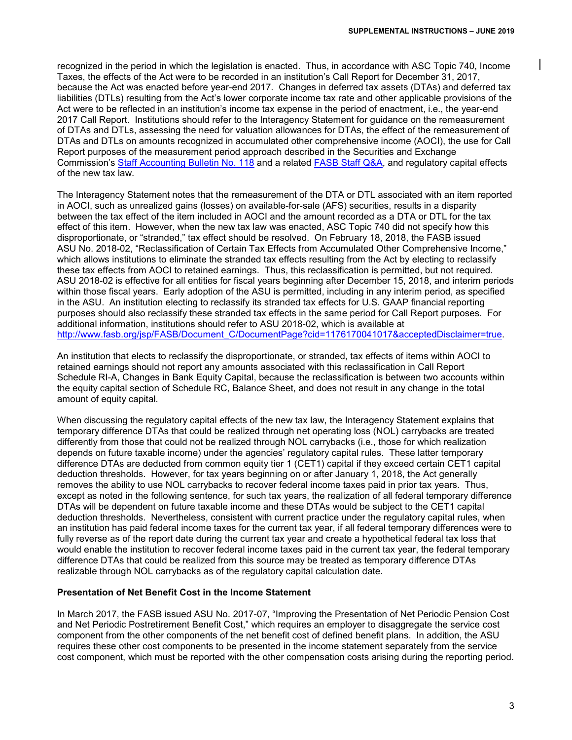recognized in the period in which the legislation is enacted. Thus, in accordance with ASC Topic 740, Income Taxes, the effects of the Act were to be recorded in an institution's Call Report for December 31, 2017, because the Act was enacted before year-end 2017. Changes in deferred tax assets (DTAs) and deferred tax liabilities (DTLs) resulting from the Act's lower corporate income tax rate and other applicable provisions of the Act were to be reflected in an institution's income tax expense in the period of enactment, i.e., the year-end 2017 Call Report. Institutions should refer to the Interagency Statement for guidance on the remeasurement of DTAs and DTLs, assessing the need for valuation allowances for DTAs, the effect of the remeasurement of DTAs and DTLs on amounts recognized in accumulated other comprehensive income (AOCI), the use for Call Report purposes of the measurement period approach described in the Securities and Exchange Commission's [Staff Accounting Bulletin No. 118] and a related [FASB Staff Q&A], and regulatory capital effects of the new tax law.

The Interagency Statement notes that the remeasurement of the DTA or DTL associated with an item reported in AOCI, such as unrealized gains (losses) on available-for-sale (AFS) securities, results in a disparity between the tax effect of the item included in AOCI and the amount recorded as a DTA or DTL for the tax effect of this item. However, when the new tax law was enacted, ASC Topic 740 did not specify how this disproportionate, or "stranded," tax effect should be resolved. On February 18, 2018, the FASB issued ASU No. 2018-02, "Reclassification of Certain Tax Effects from Accumulated Other Comprehensive Income," which allows institutions to eliminate the stranded tax effects resulting from the Act by electing to reclassify these tax effects from AOCI to retained earnings. Thus, this reclassification is permitted, but not required. ASU 2018-02 is effective for all entities for fiscal years beginning after December 15, 2018, and interim periods within those fiscal years. Early adoption of the ASU is permitted, including in any interim period, as specified in the ASU. An institution electing to reclassify its stranded tax effects for U.S. GAAP financial reporting purposes should also reclassify these stranded tax effects in the same period for Call Report purposes. For additional information, institutions should refer to ASU 2018-02, which is available at http://www.fasb.org/jsp/FASB/Document_C/DocumentPage?cid=1176170041017&acceptedDisclaimer=true.

An institution that elects to reclassify the disproportionate, or stranded, tax effects of items within AOCI to retained earnings should not report any amounts associated with this reclassification in Call Report Schedule RI-A, Changes in Bank Equity Capital, because the reclassification is between two accounts within the equity capital section of Schedule RC, Balance Sheet, and does not result in any change in the total amount of equity capital.

When discussing the regulatory capital effects of the new tax law, the Interagency Statement explains that temporary difference DTAs that could be realized through net operating loss (NOL) carrybacks are treated differently from those that could not be realized through NOL carrybacks (i.e., those for which realization depends on future taxable income) under the agencies' regulatory capital rules. These latter temporary difference DTAs are deducted from common equity tier 1 (CET1) capital if they exceed certain CET1 capital deduction thresholds. However, for tax years beginning on or after January 1, 2018, the Act generally removes the ability to use NOL carrybacks to recover federal income taxes paid in prior tax years. Thus, except as noted in the following sentence, for such tax years, the realization of all federal temporary difference DTAs will be dependent on future taxable income and these DTAs would be subject to the CET1 capital deduction thresholds. Nevertheless, consistent with current practice under the regulatory capital rules, when an institution has paid federal income taxes for the current tax year, if all federal temporary differences were to fully reverse as of the report date during the current tax year and create a hypothetical federal tax loss that would enable the institution to recover federal income taxes paid in the current tax year, the federal temporary difference DTAs that could be realized from this source may be treated as temporary difference DTAs realizable through NOL carrybacks as of the regulatory capital calculation date.

### Presentation of Net Benefit Cost in the Income Statement

In March 2017, the FASB issued ASU No. 2017-07, "Improving the Presentation of Net Periodic Pension Cost and Net Periodic Postretirement Benefit Cost," which requires an employer to disaggregate the service cost component from the other components of the net benefit cost of defined benefit plans. In addition, the ASU requires these other cost components to be presented in the income statement separately from the service cost component, which must be reported with the other compensation costs arising during the reporting period.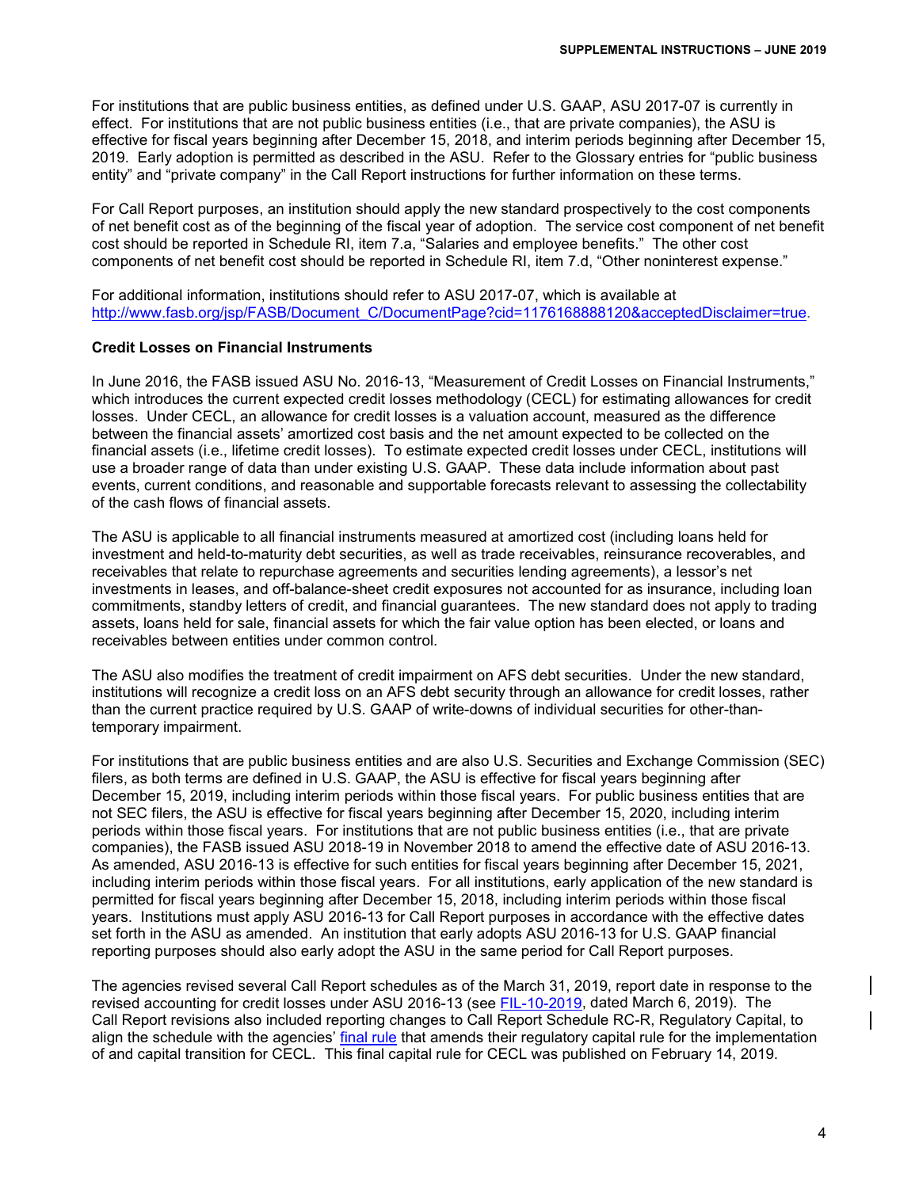For institutions that are public business entities, as defined under U.S. GAAP, ASU 2017-07 is currently in effect. For institutions that are not public business entities (i.e., that are private companies), the ASU is effective for fiscal years beginning after December 15, 2018, and interim periods beginning after December 15, 2019. Early adoption is permitted as described in the ASU. Refer to the Glossary entries for "public business entity" and "private company" in the Call Report instructions for further information on these terms.

For Call Report purposes, an institution should apply the new standard prospectively to the cost components of net benefit cost as of the beginning of the fiscal year of adoption. The service cost component of net benefit cost should be reported in Schedule RI, item 7.a, "Salaries and employee benefits." The other cost components of net benefit cost should be reported in Schedule RI, item 7.d, "Other noninterest expense."

For additional information, institutions should refer to ASU 2017-07, which is available at [http://www.fasb.org/jsp/FASB/Document_C/DocumentPage?cid=1176168888120&acceptedDisclaimer=true](http://www.fasb.org/jsp/FASB/Document_C/DocumentPage?cid=1176168888120&acceptedDisclaimer=true).

**Credit Losses on Financial Instruments**

In June 2016, the FASB issued ASU No. 2016-13, "Measurement of Credit Losses on Financial Instruments," which introduces the current expected credit losses methodology (CECL) for estimating allowances for credit losses. Under CECL, an allowance for credit losses is a valuation account, measured as the difference between the financial assets' amortized cost basis and the net amount expected to be collected on the financial assets (i.e., lifetime credit losses). To estimate expected credit losses under CECL, institutions will use a broader range of data than under existing U.S. GAAP. These data include information about past events, current conditions, and reasonable and supportable forecasts relevant to assessing the collectability of the cash flows of financial assets.

The ASU is applicable to all financial instruments measured at amortized cost (including loans held for investment and held-to-maturity debt securities, as well as trade receivables, reinsurance recoverables, and receivables that relate to repurchase agreements and securities lending agreements), a lessor's net investments in leases, and off-balance-sheet credit exposures not accounted for as insurance, including loan commitments, standby letters of credit, and financial guarantees. The new standard does not apply to trading assets, loans held for sale, financial assets for which the fair value option has been elected, or loans and receivables between entities under common control.

The ASU also modifies the treatment of credit impairment on AFS debt securities. Under the new standard, institutions will recognize a credit loss on an AFS debt security through an allowance for credit losses, rather than the current practice required by U.S. GAAP of write-downs of individual securities for other-than-temporary impairment.

For institutions that are public business entities and are also U.S. Securities and Exchange Commission (SEC) filers, as both terms are defined in U.S. GAAP, the ASU is effective for fiscal years beginning after December 15, 2019, including interim periods within those fiscal years. For public business entities that are not SEC filers, the ASU is effective for fiscal years beginning after December 15, 2020, including interim periods within those fiscal years. For institutions that are not public business entities (i.e., that are private companies), the FASB issued ASU 2018-19 in November 2018 to amend the effective date of ASU 2016-13. As amended, ASU 2016-13 is effective for such entities for fiscal years beginning after December 15, 2021, including interim periods within those fiscal years. For all institutions, early application of the new standard is permitted for fiscal years beginning after December 15, 2018, including interim periods within those fiscal years. Institutions must apply ASU 2016-13 for Call Report purposes in accordance with the effective dates set forth in the ASU as amended. An institution that early adopts ASU 2016-13 for U.S. GAAP financial reporting purposes should also early adopt the ASU in the same period for Call Report purposes.

The agencies revised several Call Report schedules as of the March 31, 2019, report date in response to the revised accounting for credit losses under ASU 2016-13 (see FIL-10-2019, dated March 6, 2019). The Call Report revisions also included reporting changes to Call Report Schedule RC-R, Regulatory Capital, to align the schedule with the agencies' final rule that amends their regulatory capital rule for the implementation of and capital transition for CECL. This final capital rule for CECL was published on February 14, 2019.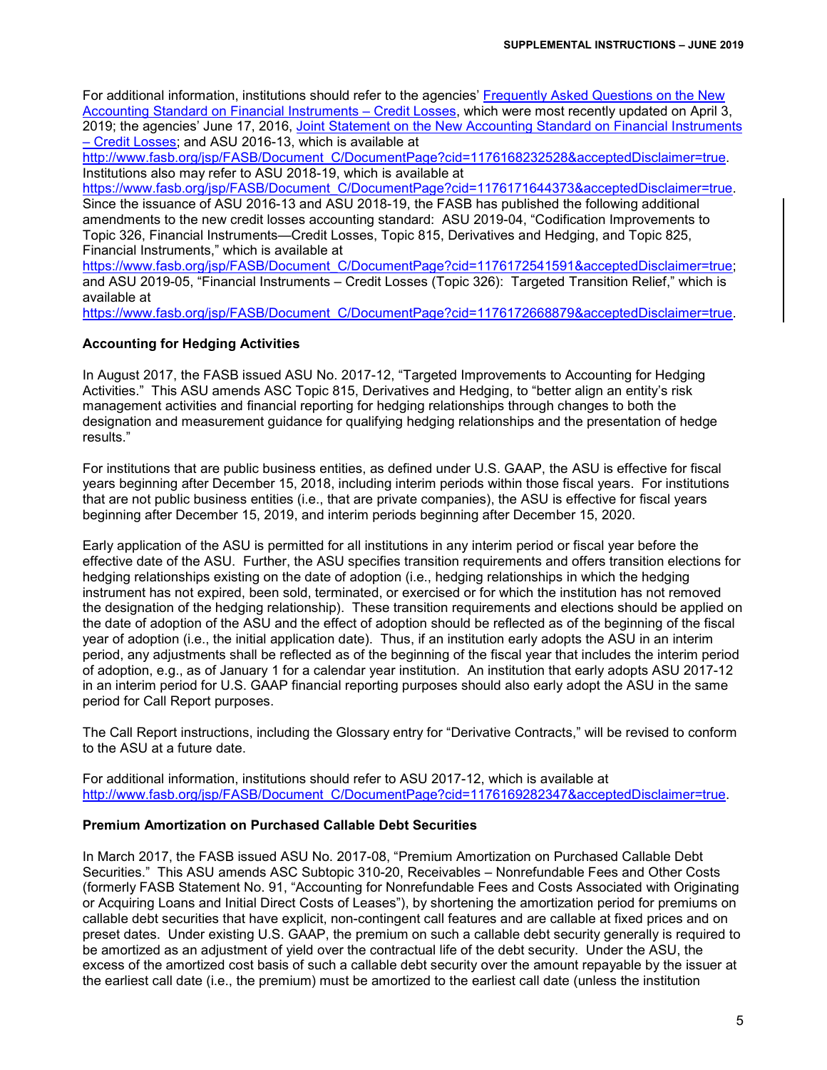For additional information, institutions should refer to the agencies' [Frequently Asked Questions on the New Accounting Standard on Financial Instruments – Credit Losses](), which were most recently updated on April 3, 2019; the agencies' June 17, 2016, [Joint Statement on the New Accounting Standard on Financial Instruments – Credit Losses](); and ASU 2016-13, which is available at http://www.fasb.org/jsp/FASB/Document_C/DocumentPage?cid=1176168232528&acceptedDisclaimer=true. Institutions also may refer to ASU 2018-19, which is available at https://www.fasb.org/jsp/FASB/Document_C/DocumentPage?cid=1176171644373&acceptedDisclaimer=true. Since the issuance of ASU 2016-13 and ASU 2018-19, the FASB has published the following additional amendments to the new credit losses accounting standard: ASU 2019-04, "Codification Improvements to Topic 326, Financial Instruments—Credit Losses, Topic 815, Derivatives and Hedging, and Topic 825, Financial Instruments," which is available at https://www.fasb.org/jsp/FASB/Document_C/DocumentPage?cid=1176172541591&acceptedDisclaimer=true; and ASU 2019-05, "Financial Instruments – Credit Losses (Topic 326): Targeted Transition Relief," which is available at https://www.fasb.org/jsp/FASB/Document_C/DocumentPage?cid=1176172668879&acceptedDisclaimer=true.

**Accounting for Hedging Activities**

In August 2017, the FASB issued ASU No. 2017-12, "Targeted Improvements to Accounting for Hedging Activities." This ASU amends ASC Topic 815, Derivatives and Hedging, to "better align an entity's risk management activities and financial reporting for hedging relationships through changes to both the designation and measurement guidance for qualifying hedging relationships and the presentation of hedge results."

For institutions that are public business entities, as defined under U.S. GAAP, the ASU is effective for fiscal years beginning after December 15, 2018, including interim periods within those fiscal years. For institutions that are not public business entities (i.e., that are private companies), the ASU is effective for fiscal years beginning after December 15, 2019, and interim periods beginning after December 15, 2020.

Early application of the ASU is permitted for all institutions in any interim period or fiscal year before the effective date of the ASU. Further, the ASU specifies transition requirements and offers transition elections for hedging relationships existing on the date of adoption (i.e., hedging relationships in which the hedging instrument has not expired, been sold, terminated, or exercised or for which the institution has not removed the designation of the hedging relationship). These transition requirements and elections should be applied on the date of adoption of the ASU and the effect of adoption should be reflected as of the beginning of the fiscal year of adoption (i.e., the initial application date). Thus, if an institution early adopts the ASU in an interim period, any adjustments shall be reflected as of the beginning of the fiscal year that includes the interim period of adoption, e.g., as of January 1 for a calendar year institution. An institution that early adopts ASU 2017-12 in an interim period for U.S. GAAP financial reporting purposes should also early adopt the ASU in the same period for Call Report purposes.

The Call Report instructions, including the Glossary entry for "Derivative Contracts," will be revised to conform to the ASU at a future date.

For additional information, institutions should refer to ASU 2017-12, which is available at http://www.fasb.org/jsp/FASB/Document_C/DocumentPage?cid=1176169282347&acceptedDisclaimer=true.

**Premium Amortization on Purchased Callable Debt Securities**

In March 2017, the FASB issued ASU No. 2017-08, "Premium Amortization on Purchased Callable Debt Securities." This ASU amends ASC Subtopic 310-20, Receivables – Nonrefundable Fees and Other Costs (formerly FASB Statement No. 91, "Accounting for Nonrefundable Fees and Costs Associated with Originating or Acquiring Loans and Initial Direct Costs of Leases"), by shortening the amortization period for premiums on callable debt securities that have explicit, non-contingent call features and are callable at fixed prices and on preset dates. Under existing U.S. GAAP, the premium on such a callable debt security generally is required to be amortized as an adjustment of yield over the contractual life of the debt security. Under the ASU, the excess of the amortized cost basis of such a callable debt security over the amount repayable by the issuer at the earliest call date (i.e., the premium) must be amortized to the earliest call date (unless the institution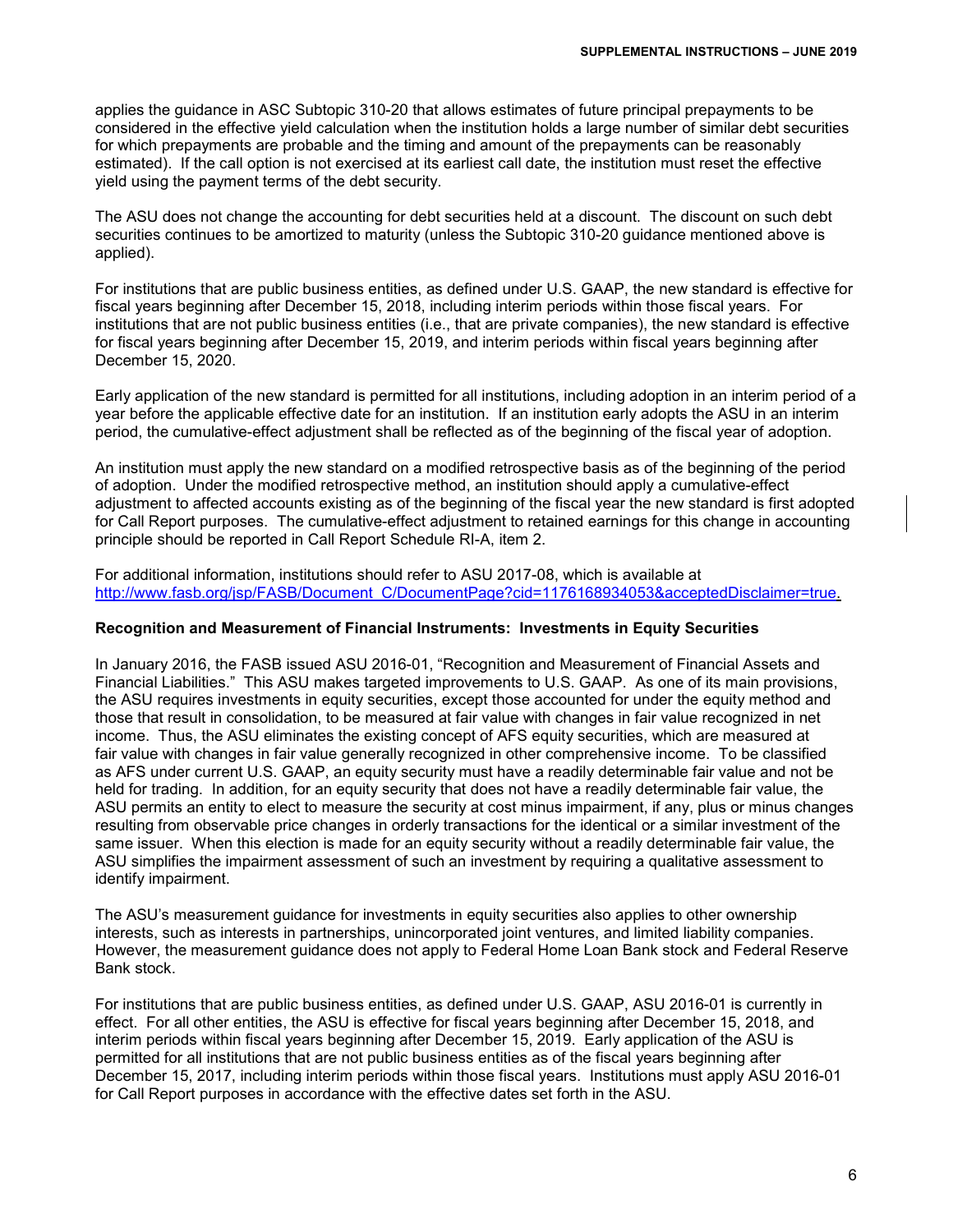applies the guidance in ASC Subtopic 310-20 that allows estimates of future principal prepayments to be considered in the effective yield calculation when the institution holds a large number of similar debt securities for which prepayments are probable and the timing and amount of the prepayments can be reasonably estimated). If the call option is not exercised at its earliest call date, the institution must reset the effective yield using the payment terms of the debt security.

The ASU does not change the accounting for debt securities held at a discount. The discount on such debt securities continues to be amortized to maturity (unless the Subtopic 310-20 guidance mentioned above is applied).

For institutions that are public business entities, as defined under U.S. GAAP, the new standard is effective for fiscal years beginning after December 15, 2018, including interim periods within those fiscal years. For institutions that are not public business entities (i.e., that are private companies), the new standard is effective for fiscal years beginning after December 15, 2019, and interim periods within fiscal years beginning after December 15, 2020.

Early application of the new standard is permitted for all institutions, including adoption in an interim period of a year before the applicable effective date for an institution. If an institution early adopts the ASU in an interim period, the cumulative-effect adjustment shall be reflected as of the beginning of the fiscal year of adoption.

An institution must apply the new standard on a modified retrospective basis as of the beginning of the period of adoption. Under the modified retrospective method, an institution should apply a cumulative-effect adjustment to affected accounts existing as of the beginning of the fiscal year the new standard is first adopted for Call Report purposes. The cumulative-effect adjustment to retained earnings for this change in accounting principle should be reported in Call Report Schedule RI-A, item 2.

For additional information, institutions should refer to ASU 2017-08, which is available at http://www.fasb.org/jsp/FASB/Document_C/DocumentPage?cid=1176168934053&acceptedDisclaimer=true.

**Recognition and Measurement of Financial Instruments: Investments in Equity Securities**

In January 2016, the FASB issued ASU 2016-01, "Recognition and Measurement of Financial Assets and Financial Liabilities." This ASU makes targeted improvements to U.S. GAAP. As one of its main provisions, the ASU requires investments in equity securities, except those accounted for under the equity method and those that result in consolidation, to be measured at fair value with changes in fair value recognized in net income. Thus, the ASU eliminates the existing concept of AFS equity securities, which are measured at fair value with changes in fair value generally recognized in other comprehensive income. To be classified as AFS under current U.S. GAAP, an equity security must have a readily determinable fair value and not be held for trading. In addition, for an equity security that does not have a readily determinable fair value, the ASU permits an entity to elect to measure the security at cost minus impairment, if any, plus or minus changes resulting from observable price changes in orderly transactions for the identical or a similar investment of the same issuer. When this election is made for an equity security without a readily determinable fair value, the ASU simplifies the impairment assessment of such an investment by requiring a qualitative assessment to identify impairment.

The ASU's measurement guidance for investments in equity securities also applies to other ownership interests, such as interests in partnerships, unincorporated joint ventures, and limited liability companies. However, the measurement guidance does not apply to Federal Home Loan Bank stock and Federal Reserve Bank stock.

For institutions that are public business entities, as defined under U.S. GAAP, ASU 2016-01 is currently in effect. For all other entities, the ASU is effective for fiscal years beginning after December 15, 2018, and interim periods within fiscal years beginning after December 15, 2019. Early application of the ASU is permitted for all institutions that are not public business entities as of the fiscal years beginning after December 15, 2017, including interim periods within those fiscal years. Institutions must apply ASU 2016-01 for Call Report purposes in accordance with the effective dates set forth in the ASU.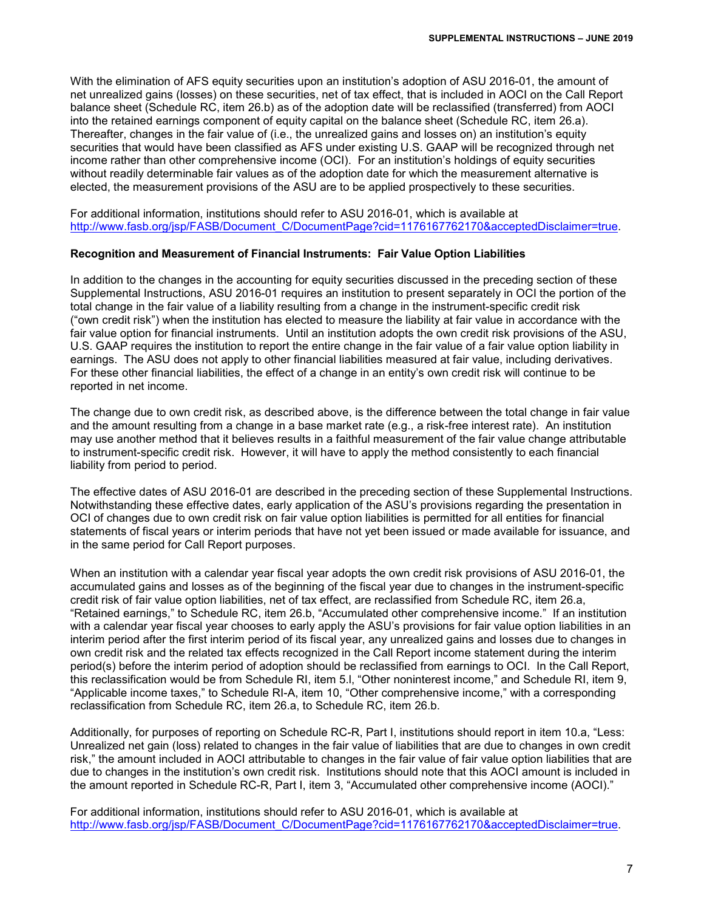With the elimination of AFS equity securities upon an institution's adoption of ASU 2016-01, the amount of net unrealized gains (losses) on these securities, net of tax effect, that is included in AOCI on the Call Report balance sheet (Schedule RC, item 26.b) as of the adoption date will be reclassified (transferred) from AOCI into the retained earnings component of equity capital on the balance sheet (Schedule RC, item 26.a). Thereafter, changes in the fair value of (i.e., the unrealized gains and losses on) an institution's equity securities that would have been classified as AFS under existing U.S. GAAP will be recognized through net income rather than other comprehensive income (OCI). For an institution's holdings of equity securities without readily determinable fair values as of the adoption date for which the measurement alternative is elected, the measurement provisions of the ASU are to be applied prospectively to these securities.

For additional information, institutions should refer to ASU 2016-01, which is available at http://www.fasb.org/jsp/FASB/Document_C/DocumentPage?cid=1176167762170&acceptedDisclaimer=true.

**Recognition and Measurement of Financial Instruments: Fair Value Option Liabilities**

In addition to the changes in the accounting for equity securities discussed in the preceding section of these Supplemental Instructions, ASU 2016-01 requires an institution to present separately in OCI the portion of the total change in the fair value of a liability resulting from a change in the instrument-specific credit risk ("own credit risk") when the institution has elected to measure the liability at fair value in accordance with the fair value option for financial instruments. Until an institution adopts the own credit risk provisions of the ASU, U.S. GAAP requires the institution to report the entire change in the fair value of a fair value option liability in earnings. The ASU does not apply to other financial liabilities measured at fair value, including derivatives. For these other financial liabilities, the effect of a change in an entity's own credit risk will continue to be reported in net income.

The change due to own credit risk, as described above, is the difference between the total change in fair value and the amount resulting from a change in a base market rate (e.g., a risk-free interest rate). An institution may use another method that it believes results in a faithful measurement of the fair value change attributable to instrument-specific credit risk. However, it will have to apply the method consistently to each financial liability from period to period.

The effective dates of ASU 2016-01 are described in the preceding section of these Supplemental Instructions. Notwithstanding these effective dates, early application of the ASU's provisions regarding the presentation in OCI of changes due to own credit risk on fair value option liabilities is permitted for all entities for financial statements of fiscal years or interim periods that have not yet been issued or made available for issuance, and in the same period for Call Report purposes.

When an institution with a calendar year fiscal year adopts the own credit risk provisions of ASU 2016-01, the accumulated gains and losses as of the beginning of the fiscal year due to changes in the instrument-specific credit risk of fair value option liabilities, net of tax effect, are reclassified from Schedule RC, item 26.a, "Retained earnings," to Schedule RC, item 26.b, "Accumulated other comprehensive income." If an institution with a calendar year fiscal year chooses to early apply the ASU's provisions for fair value option liabilities in an interim period after the first interim period of its fiscal year, any unrealized gains and losses due to changes in own credit risk and the related tax effects recognized in the Call Report income statement during the interim period(s) before the interim period of adoption should be reclassified from earnings to OCI. In the Call Report, this reclassification would be from Schedule RI, item 5.l, "Other noninterest income," and Schedule RI, item 9, "Applicable income taxes," to Schedule RI-A, item 10, "Other comprehensive income," with a corresponding reclassification from Schedule RC, item 26.a, to Schedule RC, item 26.b.

Additionally, for purposes of reporting on Schedule RC-R, Part I, institutions should report in item 10.a, "Less: Unrealized net gain (loss) related to changes in the fair value of liabilities that are due to changes in own credit risk," the amount included in AOCI attributable to changes in the fair value of fair value option liabilities that are due to changes in the institution's own credit risk. Institutions should note that this AOCI amount is included in the amount reported in Schedule RC-R, Part I, item 3, "Accumulated other comprehensive income (AOCI)."

For additional information, institutions should refer to ASU 2016-01, which is available at http://www.fasb.org/jsp/FASB/Document_C/DocumentPage?cid=1176167762170&acceptedDisclaimer=true.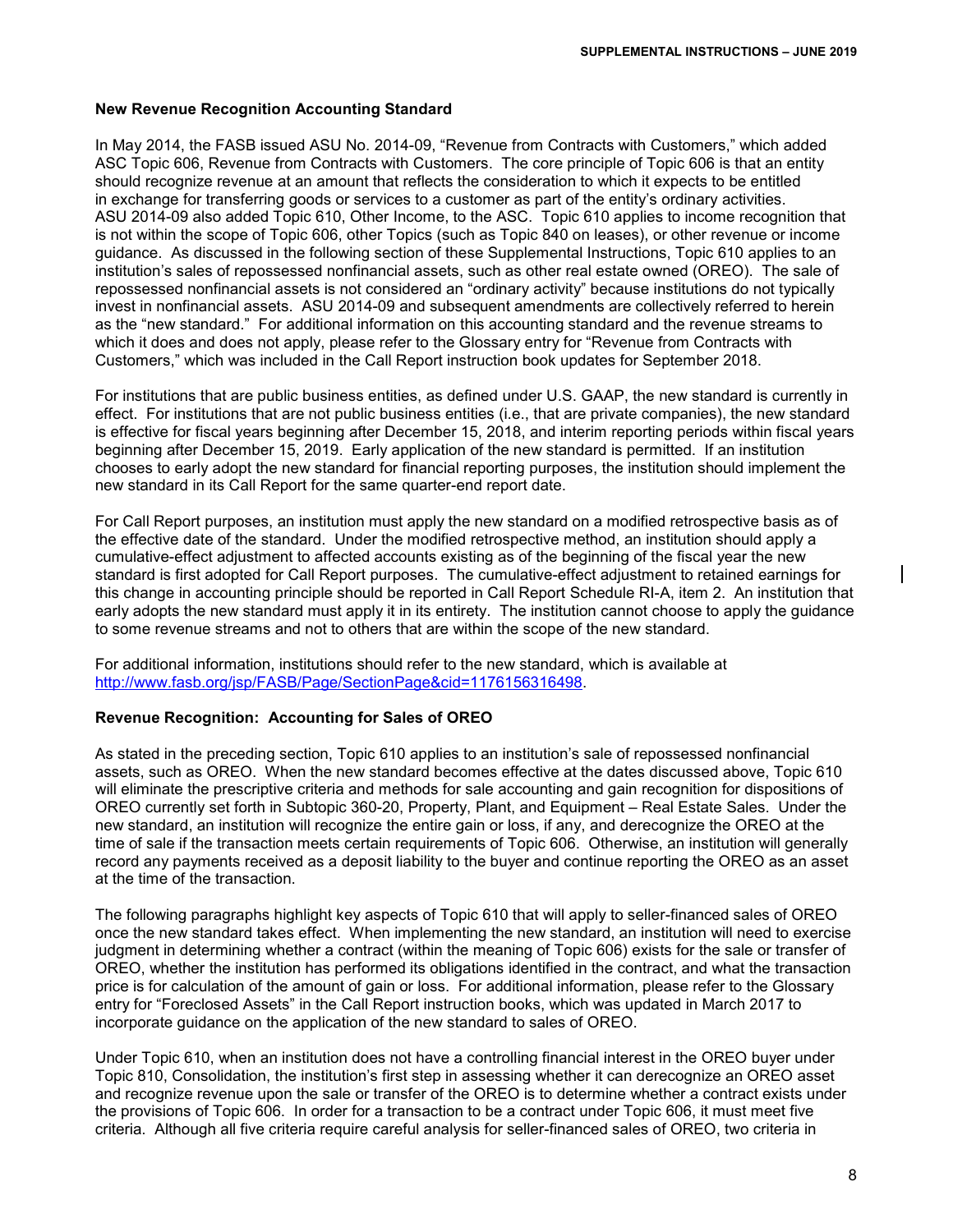**New Revenue Recognition Accounting Standard**

In May 2014, the FASB issued ASU No. 2014-09, "Revenue from Contracts with Customers," which added ASC Topic 606, Revenue from Contracts with Customers. The core principle of Topic 606 is that an entity should recognize revenue at an amount that reflects the consideration to which it expects to be entitled in exchange for transferring goods or services to a customer as part of the entity's ordinary activities. ASU 2014-09 also added Topic 610, Other Income, to the ASC. Topic 610 applies to income recognition that is not within the scope of Topic 606, other Topics (such as Topic 840 on leases), or other revenue or income guidance. As discussed in the following section of these Supplemental Instructions, Topic 610 applies to an institution's sales of repossessed nonfinancial assets, such as other real estate owned (OREO). The sale of repossessed nonfinancial assets is not considered an "ordinary activity" because institutions do not typically invest in nonfinancial assets. ASU 2014-09 and subsequent amendments are collectively referred to herein as the "new standard." For additional information on this accounting standard and the revenue streams to which it does and does not apply, please refer to the Glossary entry for "Revenue from Contracts with Customers," which was included in the Call Report instruction book updates for September 2018.

For institutions that are public business entities, as defined under U.S. GAAP, the new standard is currently in effect. For institutions that are not public business entities (i.e., that are private companies), the new standard is effective for fiscal years beginning after December 15, 2018, and interim reporting periods within fiscal years beginning after December 15, 2019. Early application of the new standard is permitted. If an institution chooses to early adopt the new standard for financial reporting purposes, the institution should implement the new standard in its Call Report for the same quarter-end report date.

For Call Report purposes, an institution must apply the new standard on a modified retrospective basis as of the effective date of the standard. Under the modified retrospective method, an institution should apply a cumulative-effect adjustment to affected accounts existing as of the beginning of the fiscal year the new standard is first adopted for Call Report purposes. The cumulative-effect adjustment to retained earnings for this change in accounting principle should be reported in Call Report Schedule RI-A, item 2. An institution that early adopts the new standard must apply it in its entirety. The institution cannot choose to apply the guidance to some revenue streams and not to others that are within the scope of the new standard.

For additional information, institutions should refer to the new standard, which is available at http://www.fasb.org/jsp/FASB/Page/SectionPage&cid=1176156316498.

**Revenue Recognition: Accounting for Sales of OREO**

As stated in the preceding section, Topic 610 applies to an institution's sale of repossessed nonfinancial assets, such as OREO. When the new standard becomes effective at the dates discussed above, Topic 610 will eliminate the prescriptive criteria and methods for sale accounting and gain recognition for dispositions of OREO currently set forth in Subtopic 360-20, Property, Plant, and Equipment – Real Estate Sales. Under the new standard, an institution will recognize the entire gain or loss, if any, and derecognize the OREO at the time of sale if the transaction meets certain requirements of Topic 606. Otherwise, an institution will generally record any payments received as a deposit liability to the buyer and continue reporting the OREO as an asset at the time of the transaction.

The following paragraphs highlight key aspects of Topic 610 that will apply to seller-financed sales of OREO once the new standard takes effect. When implementing the new standard, an institution will need to exercise judgment in determining whether a contract (within the meaning of Topic 606) exists for the sale or transfer of OREO, whether the institution has performed its obligations identified in the contract, and what the transaction price is for calculation of the amount of gain or loss. For additional information, please refer to the Glossary entry for "Foreclosed Assets" in the Call Report instruction books, which was updated in March 2017 to incorporate guidance on the application of the new standard to sales of OREO.

Under Topic 610, when an institution does not have a controlling financial interest in the OREO buyer under Topic 810, Consolidation, the institution's first step in assessing whether it can derecognize an OREO asset and recognize revenue upon the sale or transfer of the OREO is to determine whether a contract exists under the provisions of Topic 606. In order for a transaction to be a contract under Topic 606, it must meet five criteria. Although all five criteria require careful analysis for seller-financed sales of OREO, two criteria in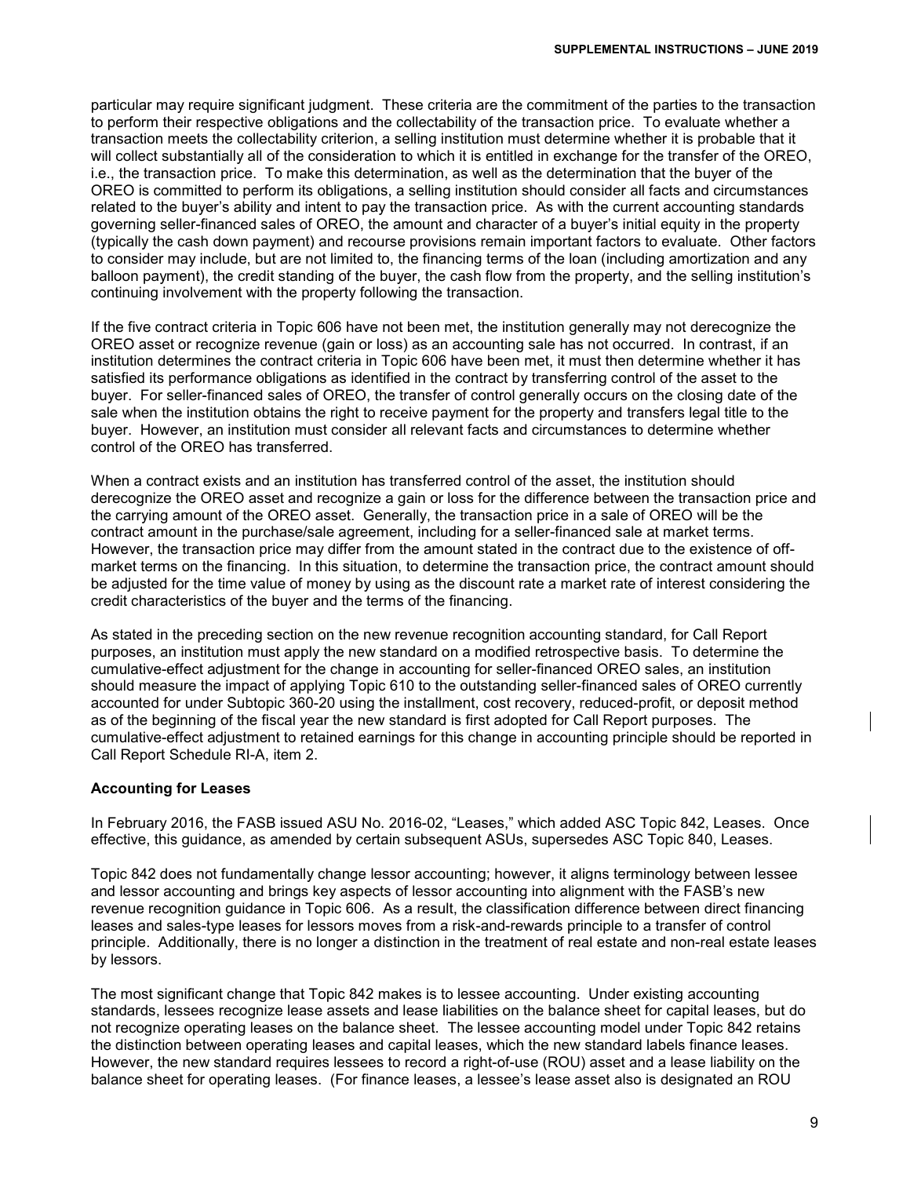particular may require significant judgment. These criteria are the commitment of the parties to the transaction to perform their respective obligations and the collectability of the transaction price. To evaluate whether a transaction meets the collectability criterion, a selling institution must determine whether it is probable that it will collect substantially all of the consideration to which it is entitled in exchange for the transfer of the OREO, i.e., the transaction price. To make this determination, as well as the determination that the buyer of the OREO is committed to perform its obligations, a selling institution should consider all facts and circumstances related to the buyer's ability and intent to pay the transaction price. As with the current accounting standards governing seller-financed sales of OREO, the amount and character of a buyer's initial equity in the property (typically the cash down payment) and recourse provisions remain important factors to evaluate. Other factors to consider may include, but are not limited to, the financing terms of the loan (including amortization and any balloon payment), the credit standing of the buyer, the cash flow from the property, and the selling institution's continuing involvement with the property following the transaction.

If the five contract criteria in Topic 606 have not been met, the institution generally may not derecognize the OREO asset or recognize revenue (gain or loss) as an accounting sale has not occurred. In contrast, if an institution determines the contract criteria in Topic 606 have been met, it must then determine whether it has satisfied its performance obligations as identified in the contract by transferring control of the asset to the buyer. For seller-financed sales of OREO, the transfer of control generally occurs on the closing date of the sale when the institution obtains the right to receive payment for the property and transfers legal title to the buyer. However, an institution must consider all relevant facts and circumstances to determine whether control of the OREO has transferred.

When a contract exists and an institution has transferred control of the asset, the institution should derecognize the OREO asset and recognize a gain or loss for the difference between the transaction price and the carrying amount of the OREO asset. Generally, the transaction price in a sale of OREO will be the contract amount in the purchase/sale agreement, including for a seller-financed sale at market terms. However, the transaction price may differ from the amount stated in the contract due to the existence of off-market terms on the financing. In this situation, to determine the transaction price, the contract amount should be adjusted for the time value of money by using as the discount rate a market rate of interest considering the credit characteristics of the buyer and the terms of the financing.

As stated in the preceding section on the new revenue recognition accounting standard, for Call Report purposes, an institution must apply the new standard on a modified retrospective basis. To determine the cumulative-effect adjustment for the change in accounting for seller-financed OREO sales, an institution should measure the impact of applying Topic 610 to the outstanding seller-financed sales of OREO currently accounted for under Subtopic 360-20 using the installment, cost recovery, reduced-profit, or deposit method as of the beginning of the fiscal year the new standard is first adopted for Call Report purposes. The cumulative-effect adjustment to retained earnings for this change in accounting principle should be reported in Call Report Schedule RI-A, item 2.

### Accounting for Leases

In February 2016, the FASB issued ASU No. 2016-02, "Leases," which added ASC Topic 842, Leases. Once effective, this guidance, as amended by certain subsequent ASUs, supersedes ASC Topic 840, Leases.

Topic 842 does not fundamentally change lessor accounting; however, it aligns terminology between lessee and lessor accounting and brings key aspects of lessor accounting into alignment with the FASB's new revenue recognition guidance in Topic 606. As a result, the classification difference between direct financing leases and sales-type leases for lessors moves from a risk-and-rewards principle to a transfer of control principle. Additionally, there is no longer a distinction in the treatment of real estate and non-real estate leases by lessors.

The most significant change that Topic 842 makes is to lessee accounting. Under existing accounting standards, lessees recognize lease assets and lease liabilities on the balance sheet for capital leases, but do not recognize operating leases on the balance sheet. The lessee accounting model under Topic 842 retains the distinction between operating leases and capital leases, which the new standard labels finance leases. However, the new standard requires lessees to record a right-of-use (ROU) asset and a lease liability on the balance sheet for operating leases. (For finance leases, a lessee's lease asset also is designated an ROU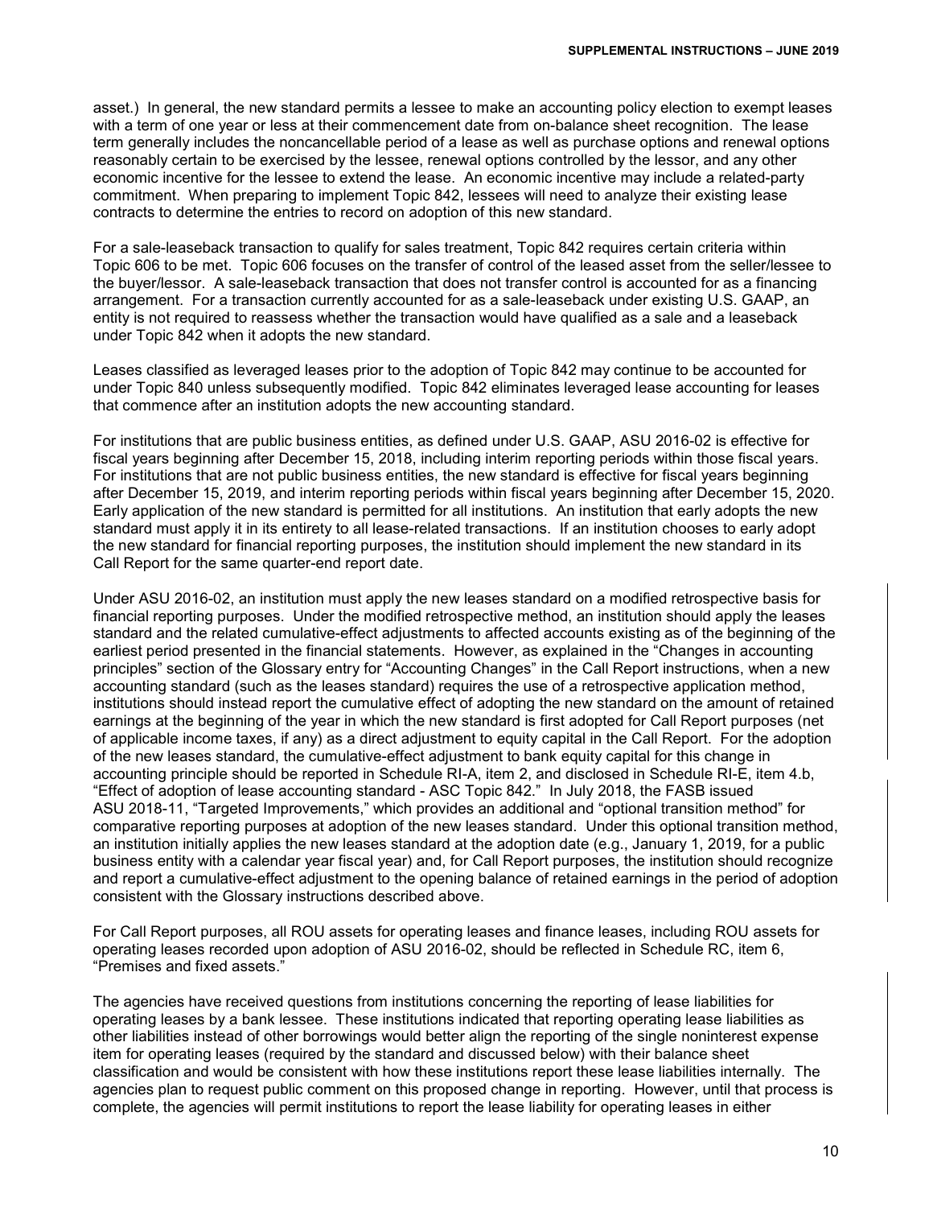asset.) In general, the new standard permits a lessee to make an accounting policy election to exempt leases with a term of one year or less at their commencement date from on-balance sheet recognition. The lease term generally includes the noncancellable period of a lease as well as purchase options and renewal options reasonably certain to be exercised by the lessee, renewal options controlled by the lessor, and any other economic incentive for the lessee to extend the lease. An economic incentive may include a related-party commitment. When preparing to implement Topic 842, lessees will need to analyze their existing lease contracts to determine the entries to record on adoption of this new standard.

For a sale-leaseback transaction to qualify for sales treatment, Topic 842 requires certain criteria within Topic 606 to be met. Topic 606 focuses on the transfer of control of the leased asset from the seller/lessee to the buyer/lessor. A sale-leaseback transaction that does not transfer control is accounted for as a financing arrangement. For a transaction currently accounted for as a sale-leaseback under existing U.S. GAAP, an entity is not required to reassess whether the transaction would have qualified as a sale and a leaseback under Topic 842 when it adopts the new standard.

Leases classified as leveraged leases prior to the adoption of Topic 842 may continue to be accounted for under Topic 840 unless subsequently modified. Topic 842 eliminates leveraged lease accounting for leases that commence after an institution adopts the new accounting standard.

For institutions that are public business entities, as defined under U.S. GAAP, ASU 2016-02 is effective for fiscal years beginning after December 15, 2018, including interim reporting periods within those fiscal years. For institutions that are not public business entities, the new standard is effective for fiscal years beginning after December 15, 2019, and interim reporting periods within fiscal years beginning after December 15, 2020. Early application of the new standard is permitted for all institutions. An institution that early adopts the new standard must apply it in its entirety to all lease-related transactions. If an institution chooses to early adopt the new standard for financial reporting purposes, the institution should implement the new standard in its Call Report for the same quarter-end report date.

Under ASU 2016-02, an institution must apply the new leases standard on a modified retrospective basis for financial reporting purposes. Under the modified retrospective method, an institution should apply the leases standard and the related cumulative-effect adjustments to affected accounts existing as of the beginning of the earliest period presented in the financial statements. However, as explained in the "Changes in accounting principles" section of the Glossary entry for "Accounting Changes" in the Call Report instructions, when a new accounting standard (such as the leases standard) requires the use of a retrospective application method, institutions should instead report the cumulative effect of adopting the new standard on the amount of retained earnings at the beginning of the year in which the new standard is first adopted for Call Report purposes (net of applicable income taxes, if any) as a direct adjustment to equity capital in the Call Report. For the adoption of the new leases standard, the cumulative-effect adjustment to bank equity capital for this change in accounting principle should be reported in Schedule RI-A, item 2, and disclosed in Schedule RI-E, item 4.b, "Effect of adoption of lease accounting standard - ASC Topic 842." In July 2018, the FASB issued ASU 2018-11, "Targeted Improvements," which provides an additional and "optional transition method" for comparative reporting purposes at adoption of the new leases standard. Under this optional transition method, an institution initially applies the new leases standard at the adoption date (e.g., January 1, 2019, for a public business entity with a calendar year fiscal year) and, for Call Report purposes, the institution should recognize and report a cumulative-effect adjustment to the opening balance of retained earnings in the period of adoption consistent with the Glossary instructions described above.

For Call Report purposes, all ROU assets for operating leases and finance leases, including ROU assets for operating leases recorded upon adoption of ASU 2016-02, should be reflected in Schedule RC, item 6, "Premises and fixed assets."

The agencies have received questions from institutions concerning the reporting of lease liabilities for operating leases by a bank lessee. These institutions indicated that reporting operating lease liabilities as other liabilities instead of other borrowings would better align the reporting of the single noninterest expense item for operating leases (required by the standard and discussed below) with their balance sheet classification and would be consistent with how these institutions report these lease liabilities internally. The agencies plan to request public comment on this proposed change in reporting. However, until that process is complete, the agencies will permit institutions to report the lease liability for operating leases in either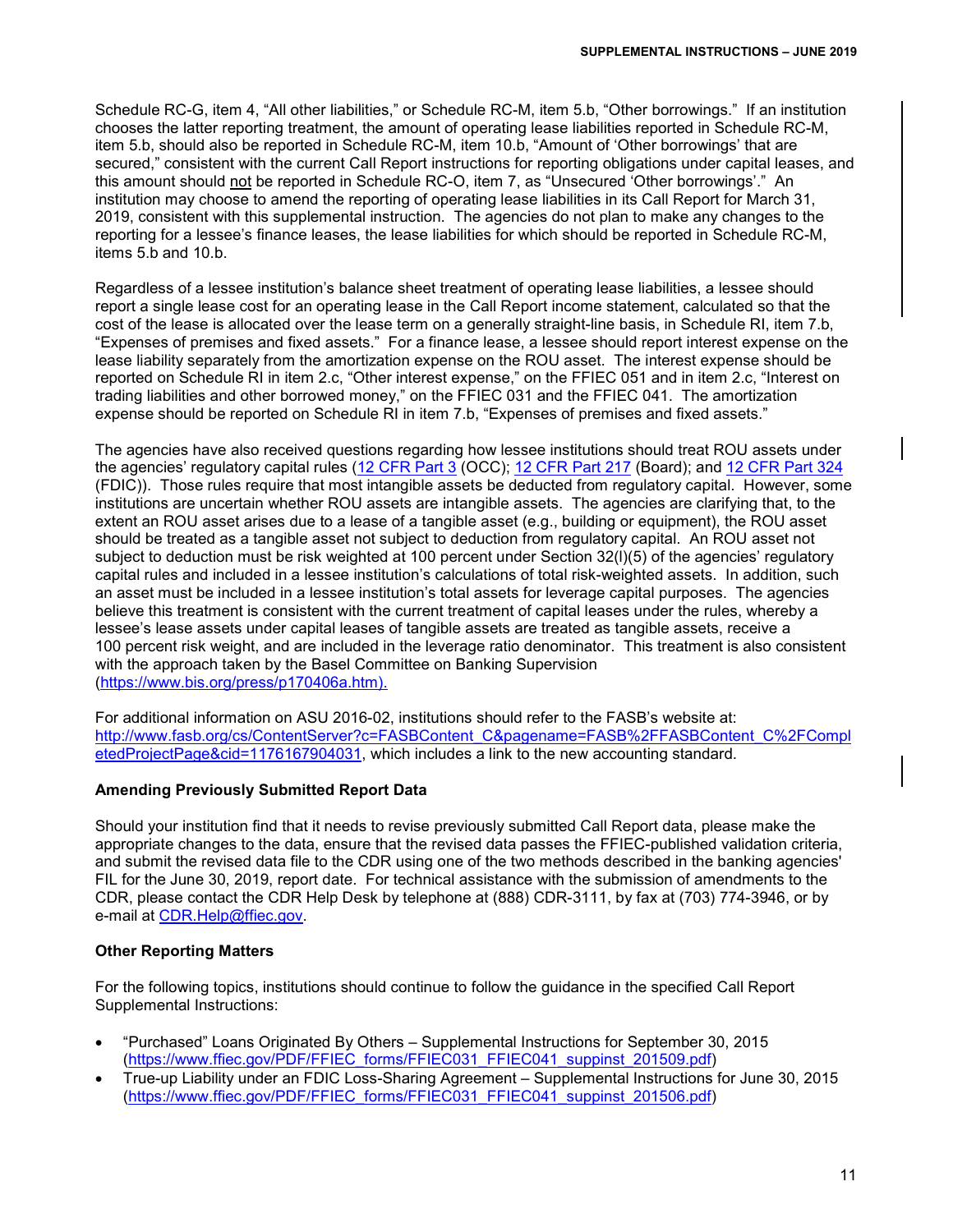Schedule RC-G, item 4, "All other liabilities," or Schedule RC-M, item 5.b, "Other borrowings." If an institution chooses the latter reporting treatment, the amount of operating lease liabilities reported in Schedule RC-M, item 5.b, should also be reported in Schedule RC-M, item 10.b, "Amount of 'Other borrowings' that are secured," consistent with the current Call Report instructions for reporting obligations under capital leases, and this amount should not be reported in Schedule RC-O, item 7, as "Unsecured 'Other borrowings'." An institution may choose to amend the reporting of operating lease liabilities in its Call Report for March 31, 2019, consistent with this supplemental instruction. The agencies do not plan to make any changes to the reporting for a lessee's finance leases, the lease liabilities for which should be reported in Schedule RC-M, items 5.b and 10.b.

Regardless of a lessee institution's balance sheet treatment of operating lease liabilities, a lessee should report a single lease cost for an operating lease in the Call Report income statement, calculated so that the cost of the lease is allocated over the lease term on a generally straight-line basis, in Schedule RI, item 7.b, "Expenses of premises and fixed assets." For a finance lease, a lessee should report interest expense on the lease liability separately from the amortization expense on the ROU asset. The interest expense should be reported on Schedule RI in item 2.c, "Other interest expense," on the FFIEC 051 and in item 2.c, "Interest on trading liabilities and other borrowed money," on the FFIEC 031 and the FFIEC 041. The amortization expense should be reported on Schedule RI in item 7.b, "Expenses of premises and fixed assets."

The agencies have also received questions regarding how lessee institutions should treat ROU assets under the agencies' regulatory capital rules (12 CFR Part 3 (OCC); 12 CFR Part 217 (Board); and 12 CFR Part 324 (FDIC)). Those rules require that most intangible assets be deducted from regulatory capital. However, some institutions are uncertain whether ROU assets are intangible assets. The agencies are clarifying that, to the extent an ROU asset arises due to a lease of a tangible asset (e.g., building or equipment), the ROU asset should be treated as a tangible asset not subject to deduction from regulatory capital. An ROU asset not subject to deduction must be risk weighted at 100 percent under Section 32(l)(5) of the agencies' regulatory capital rules and included in a lessee institution's calculations of total risk-weighted assets. In addition, such an asset must be included in a lessee institution's total assets for leverage capital purposes. The agencies believe this treatment is consistent with the current treatment of capital leases under the rules, whereby a lessee's lease assets under capital leases of tangible assets are treated as tangible assets, receive a 100 percent risk weight, and are included in the leverage ratio denominator. This treatment is also consistent with the approach taken by the Basel Committee on Banking Supervision (https://www.bis.org/press/p170406a.htm).

For additional information on ASU 2016-02, institutions should refer to the FASB's website at: http://www.fasb.org/cs/ContentServer?c=FASBContent_C&pagename=FASB%2FFASBContent_C%2FCompletedProjectPage&cid=1176167904031, which includes a link to the new accounting standard.

### Amending Previously Submitted Report Data

Should your institution find that it needs to revise previously submitted Call Report data, please make the appropriate changes to the data, ensure that the revised data passes the FFIEC-published validation criteria, and submit the revised data file to the CDR using one of the two methods described in the banking agencies' FIL for the June 30, 2019, report date. For technical assistance with the submission of amendments to the CDR, please contact the CDR Help Desk by telephone at (888) CDR-3111, by fax at (703) 774-3946, or by e-mail at CDR.Help@ffiec.gov.

### Other Reporting Matters

For the following topics, institutions should continue to follow the guidance in the specified Call Report Supplemental Instructions:

- "Purchased" Loans Originated By Others – Supplemental Instructions for September 30, 2015 (https://www.ffiec.gov/PDF/FFIEC_forms/FFIEC031_FFIEC041_suppinst_201509.pdf)
- True-up Liability under an FDIC Loss-Sharing Agreement – Supplemental Instructions for June 30, 2015 (https://www.ffiec.gov/PDF/FFIEC_forms/FFIEC031_FFIEC041_suppinst_201506.pdf)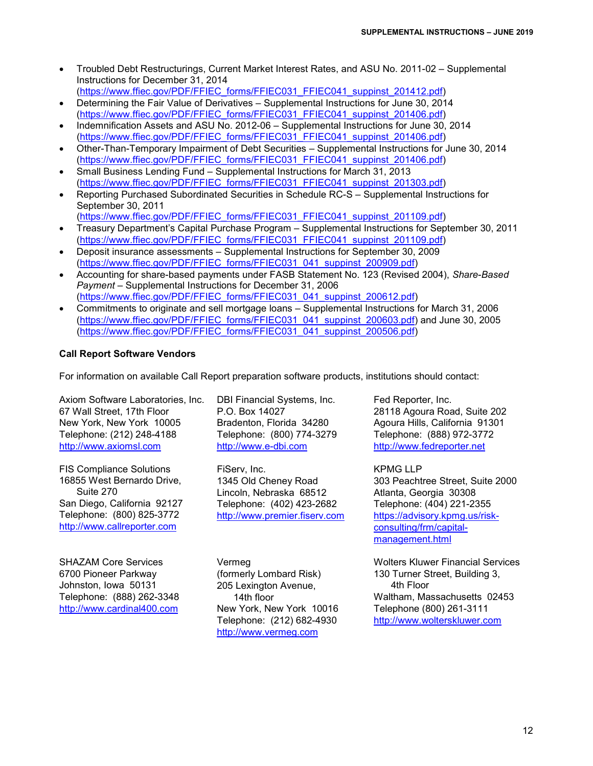- Troubled Debt Restructurings, Current Market Interest Rates, and ASU No. 2011-02 – Supplemental Instructions for December 31, 2014 (https://www.ffiec.gov/PDF/FFIEC_forms/FFIEC031_FFIEC041_suppinst_201412.pdf)
- Determining the Fair Value of Derivatives – Supplemental Instructions for June 30, 2014 (https://www.ffiec.gov/PDF/FFIEC_forms/FFIEC031_FFIEC041_suppinst_201406.pdf)
- Indemnification Assets and ASU No. 2012-06 – Supplemental Instructions for June 30, 2014 (https://www.ffiec.gov/PDF/FFIEC_forms/FFIEC031_FFIEC041_suppinst_201406.pdf)
- Other-Than-Temporary Impairment of Debt Securities – Supplemental Instructions for June 30, 2014 (https://www.ffiec.gov/PDF/FFIEC_forms/FFIEC031_FFIEC041_suppinst_201406.pdf)
- Small Business Lending Fund – Supplemental Instructions for March 31, 2013 (https://www.ffiec.gov/PDF/FFIEC_forms/FFIEC031_FFIEC041_suppinst_201303.pdf)
- Reporting Purchased Subordinated Securities in Schedule RC-S – Supplemental Instructions for September 30, 2011 (https://www.ffiec.gov/PDF/FFIEC_forms/FFIEC031_FFIEC041_suppinst_201109.pdf)
- Treasury Department's Capital Purchase Program – Supplemental Instructions for September 30, 2011 (https://www.ffiec.gov/PDF/FFIEC_forms/FFIEC031_FFIEC041_suppinst_201109.pdf)
- Deposit insurance assessments – Supplemental Instructions for September 30, 2009 (https://www.ffiec.gov/PDF/FFIEC_forms/FFIEC031_041_suppinst_200909.pdf)
- Accounting for share-based payments under FASB Statement No. 123 (Revised 2004), *Share-Based Payment* – Supplemental Instructions for December 31, 2006 (https://www.ffiec.gov/PDF/FFIEC_forms/FFIEC031_041_suppinst_200612.pdf)
- Commitments to originate and sell mortgage loans – Supplemental Instructions for March 31, 2006 (https://www.ffiec.gov/PDF/FFIEC_forms/FFIEC031_041_suppinst_200603.pdf) and June 30, 2005 (https://www.ffiec.gov/PDF/FFIEC_forms/FFIEC031_041_suppinst_200506.pdf)

**Call Report Software Vendors**

For information on available Call Report preparation software products, institutions should contact:

Axiom Software Laboratories, Inc.
67 Wall Street, 17th Floor
New York, New York 10005
Telephone: (212) 248-4188
http://www.axiomsl.com

DBI Financial Systems, Inc.
P.O. Box 14027
Bradenton, Florida 34280
Telephone: (800) 774-3279
http://www.e-dbi.com

Fed Reporter, Inc.
28118 Agoura Road, Suite 202
Agoura Hills, California 91301
Telephone: (888) 972-3772
http://www.fedreporter.net

FIS Compliance Solutions
16855 West Bernardo Drive, Suite 270
San Diego, California 92127
Telephone: (800) 825-3772
http://www.callreporter.com

FiServ, Inc.
1345 Old Cheney Road
Lincoln, Nebraska 68512
Telephone: (402) 423-2682
http://www.premier.fiserv.com

KPMG LLP
303 Peachtree Street, Suite 2000
Atlanta, Georgia 30308
Telephone: (404) 221-2355
https://advisory.kpmg.us/risk-consulting/frm/capital-management.html

SHAZAM Core Services
6700 Pioneer Parkway
Johnston, Iowa 50131
Telephone: (888) 262-3348
http://www.cardinal400.com

Vermeg
(formerly Lombard Risk)
205 Lexington Avenue, 14th floor
New York, New York 10016
Telephone: (212) 682-4930
http://www.vermeg.com

Wolters Kluwer Financial Services
130 Turner Street, Building 3, 4th Floor
Waltham, Massachusetts 02453
Telephone (800) 261-3111
http://www.wolterskluwer.com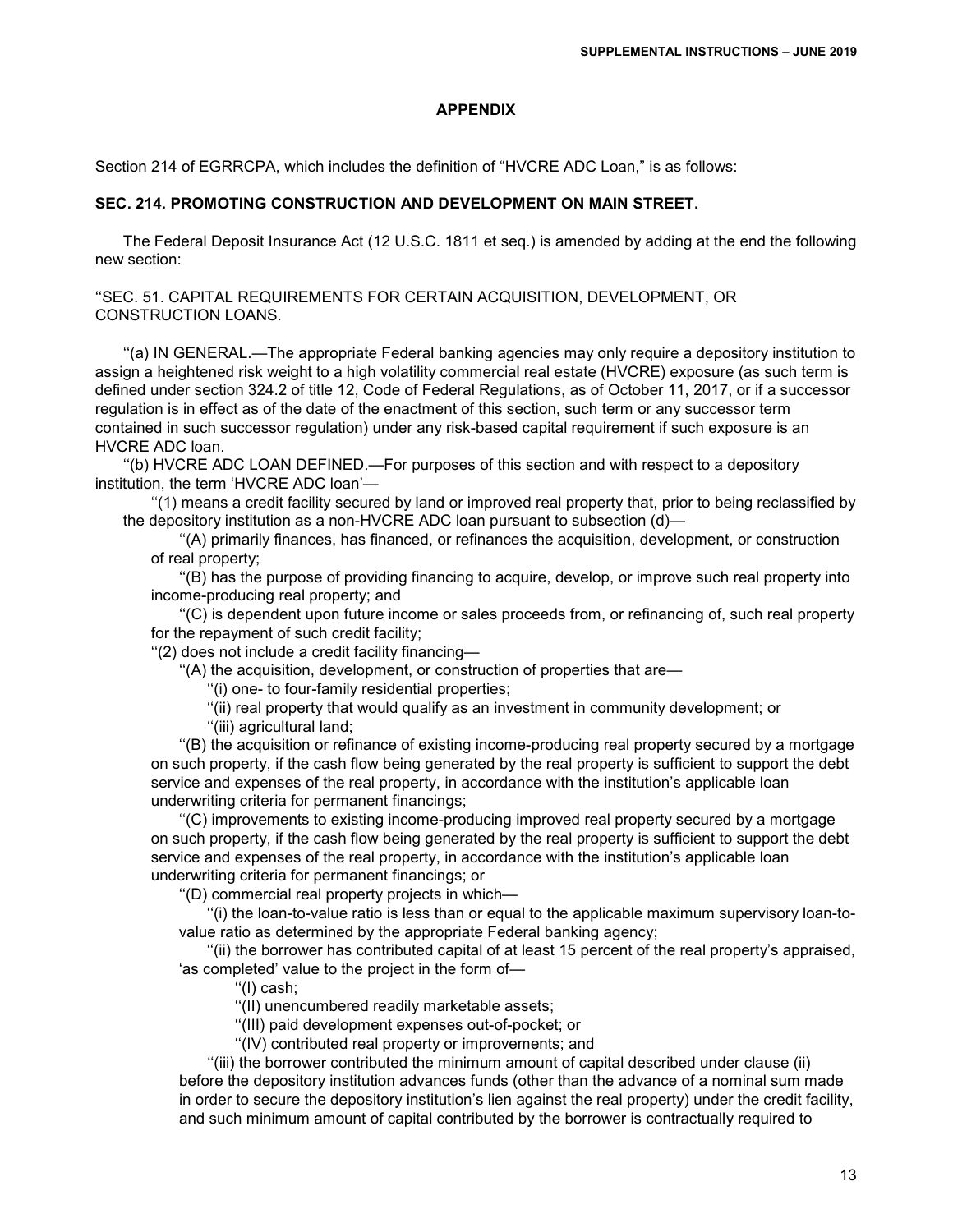## APPENDIX

Section 214 of EGRRCPA, which includes the definition of "HVCRE ADC Loan," is as follows:

### SEC. 214. PROMOTING CONSTRUCTION AND DEVELOPMENT ON MAIN STREET.

The Federal Deposit Insurance Act (12 U.S.C. 1811 et seq.) is amended by adding at the end the following new section:

''SEC. 51. CAPITAL REQUIREMENTS FOR CERTAIN ACQUISITION, DEVELOPMENT, OR CONSTRUCTION LOANS.

''(a) IN GENERAL.—The appropriate Federal banking agencies may only require a depository institution to assign a heightened risk weight to a high volatility commercial real estate (HVCRE) exposure (as such term is defined under section 324.2 of title 12, Code of Federal Regulations, as of October 11, 2017, or if a successor regulation is in effect as of the date of the enactment of this section, such term or any successor term contained in such successor regulation) under any risk-based capital requirement if such exposure is an HVCRE ADC loan.

''(b) HVCRE ADC LOAN DEFINED.—For purposes of this section and with respect to a depository institution, the term 'HVCRE ADC loan'—

''(1) means a credit facility secured by land or improved real property that, prior to being reclassified by the depository institution as a non-HVCRE ADC loan pursuant to subsection (d)—

''(A) primarily finances, has financed, or refinances the acquisition, development, or construction of real property;

''(B) has the purpose of providing financing to acquire, develop, or improve such real property into income-producing real property; and

''(C) is dependent upon future income or sales proceeds from, or refinancing of, such real property for the repayment of such credit facility;

''(2) does not include a credit facility financing—

''(A) the acquisition, development, or construction of properties that are—

''(i) one- to four-family residential properties;

''(ii) real property that would qualify as an investment in community development; or

''(iii) agricultural land;

''(B) the acquisition or refinance of existing income-producing real property secured by a mortgage on such property, if the cash flow being generated by the real property is sufficient to support the debt service and expenses of the real property, in accordance with the institution's applicable loan underwriting criteria for permanent financings;

''(C) improvements to existing income-producing improved real property secured by a mortgage on such property, if the cash flow being generated by the real property is sufficient to support the debt service and expenses of the real property, in accordance with the institution's applicable loan underwriting criteria for permanent financings; or

''(D) commercial real property projects in which—

''(i) the loan-to-value ratio is less than or equal to the applicable maximum supervisory loan-to-value ratio as determined by the appropriate Federal banking agency;

''(ii) the borrower has contributed capital of at least 15 percent of the real property's appraised, 'as completed' value to the project in the form of—

''(I) cash;

''(II) unencumbered readily marketable assets;

''(III) paid development expenses out-of-pocket; or

''(IV) contributed real property or improvements; and

''(iii) the borrower contributed the minimum amount of capital described under clause (ii) before the depository institution advances funds (other than the advance of a nominal sum made in order to secure the depository institution's lien against the real property) under the credit facility, and such minimum amount of capital contributed by the borrower is contractually required to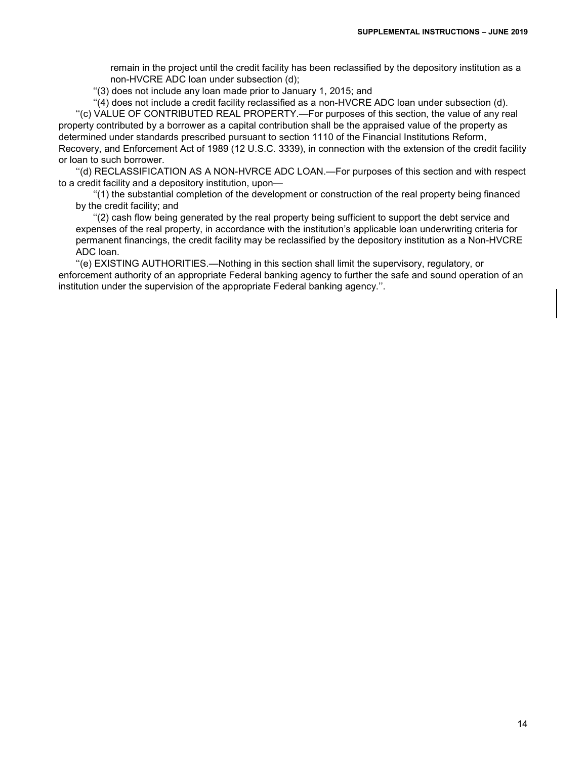remain in the project until the credit facility has been reclassified by the depository institution as a non-HVCRE ADC loan under subsection (d);

''(3) does not include any loan made prior to January 1, 2015; and

''(4) does not include a credit facility reclassified as a non-HVCRE ADC loan under subsection (d).

''(c) VALUE OF CONTRIBUTED REAL PROPERTY.—For purposes of this section, the value of any real property contributed by a borrower as a capital contribution shall be the appraised value of the property as determined under standards prescribed pursuant to section 1110 of the Financial Institutions Reform, Recovery, and Enforcement Act of 1989 (12 U.S.C. 3339), in connection with the extension of the credit facility or loan to such borrower.

''(d) RECLASSIFICATION AS A NON-HVRCE ADC LOAN.—For purposes of this section and with respect to a credit facility and a depository institution, upon—

''(1) the substantial completion of the development or construction of the real property being financed by the credit facility; and

''(2) cash flow being generated by the real property being sufficient to support the debt service and expenses of the real property, in accordance with the institution's applicable loan underwriting criteria for permanent financings, the credit facility may be reclassified by the depository institution as a Non-HVCRE ADC loan.

''(e) EXISTING AUTHORITIES.—Nothing in this section shall limit the supervisory, regulatory, or enforcement authority of an appropriate Federal banking agency to further the safe and sound operation of an institution under the supervision of the appropriate Federal banking agency.''.